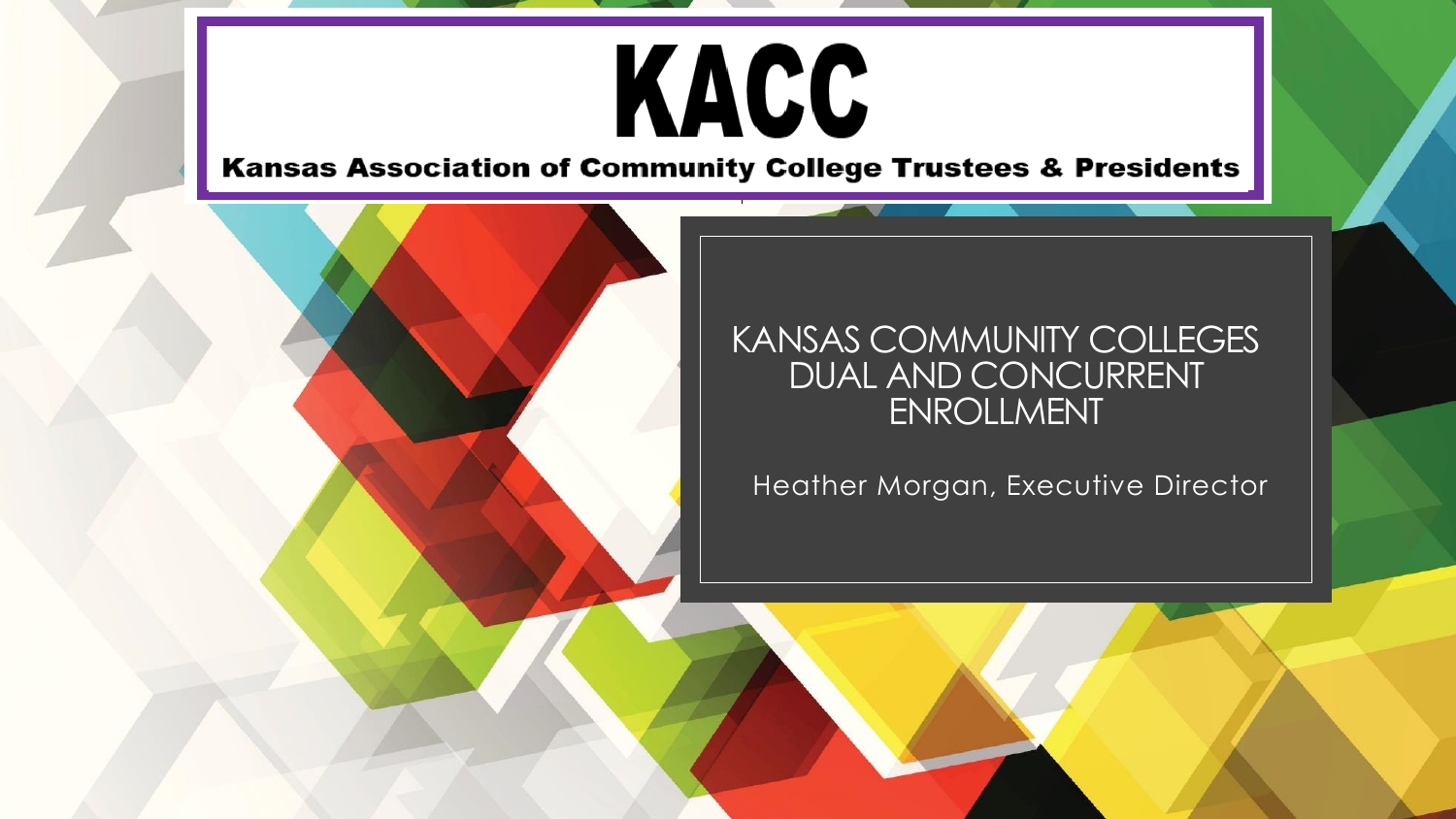# KACC

**Kansas Association of Community College Trustees & Presidents**

## KANSAS COMMUNITY COLLEGES DUAL AND CONCURRENT ENROLLMENT

Heather Morgan, Executive Director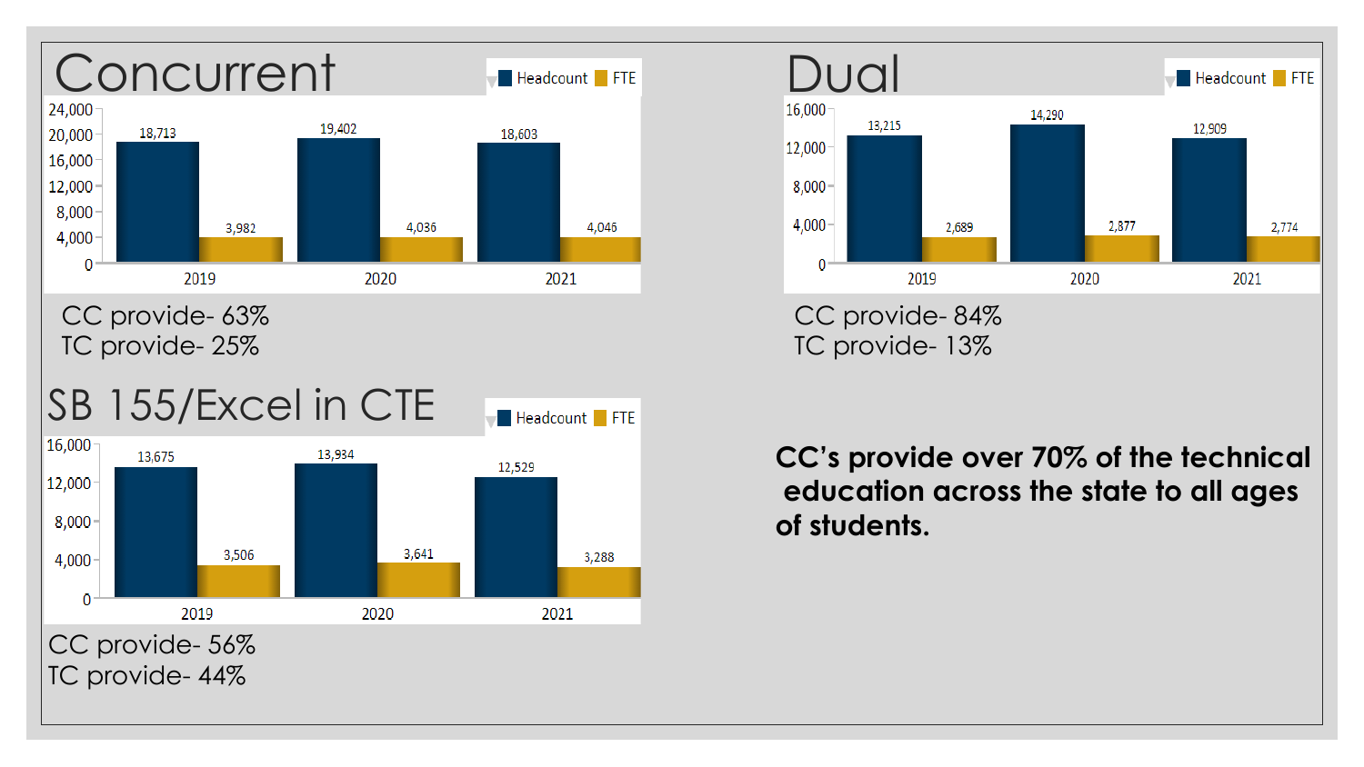## Concurrent

| Year | Headcount | FTE |
|---|---|---|
| 2019 | 18,713 | 3,982 |
| 2020 | 19,402 | 4,036 |
| 2021 | 18,603 | 4,046 |

CC provide- 63%
TC provide- 25%

## Dual

| Year | Headcount | FTE |
|---|---|---|
| 2019 | 13,215 | 2,689 |
| 2020 | 14,290 | 2,877 |
| 2021 | 12,909 | 2,774 |

CC provide- 84%
TC provide- 13%

## SB 155/Excel in CTE

| Year | Headcount | FTE |
|---|---|---|
| 2019 | 13,675 | 3,506 |
| 2020 | 13,934 | 3,641 |
| 2021 | 12,529 | 3,288 |

CC provide- 56%
TC provide- 44%

**CC's provide over 70% of the technical education across the state to all ages of students.**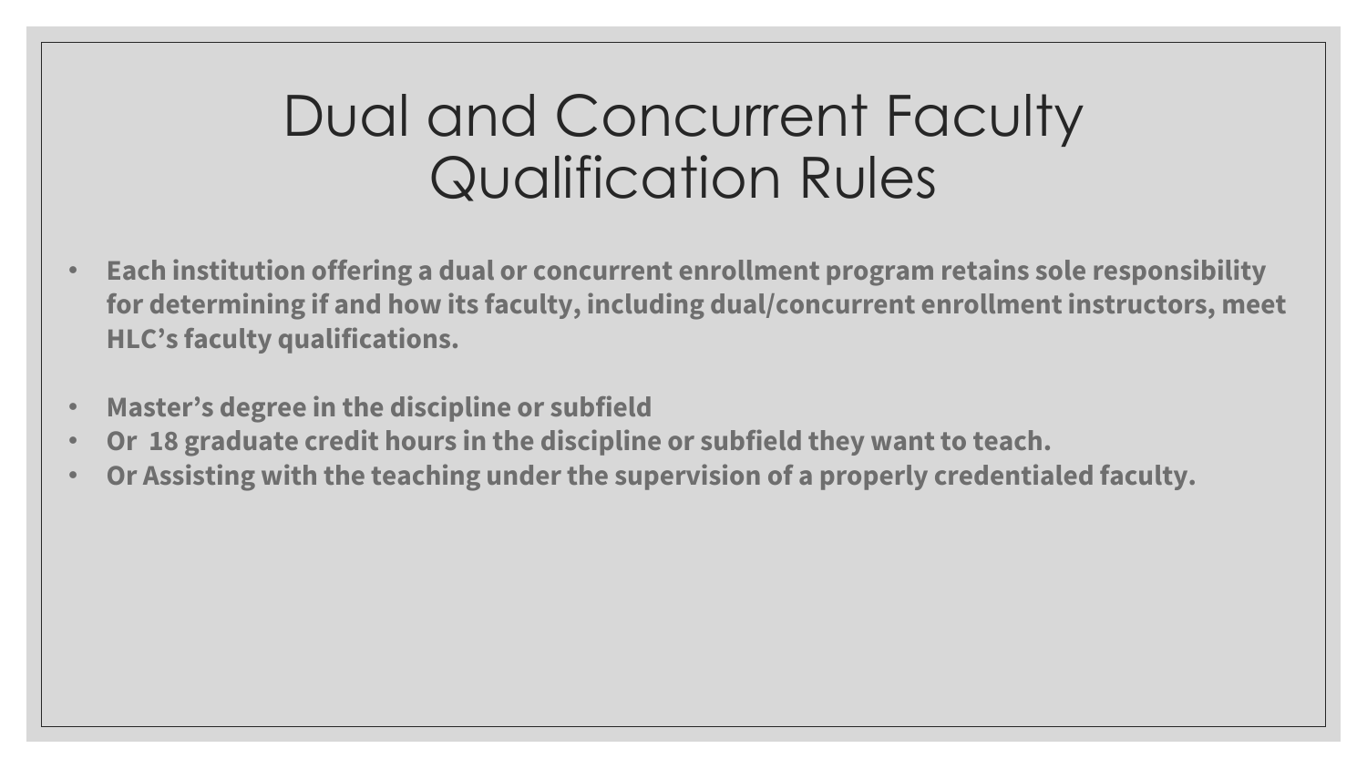# Dual and Concurrent Faculty Qualification Rules

- **Each institution offering a dual or concurrent enrollment program retains sole responsibility for determining if and how its faculty, including dual/concurrent enrollment instructors, meet HLC's faculty qualifications.**

- **Master's degree in the discipline or subfield**
- **Or 18 graduate credit hours in the discipline or subfield they want to teach.**
- **Or Assisting with the teaching under the supervision of a properly credentialed faculty.**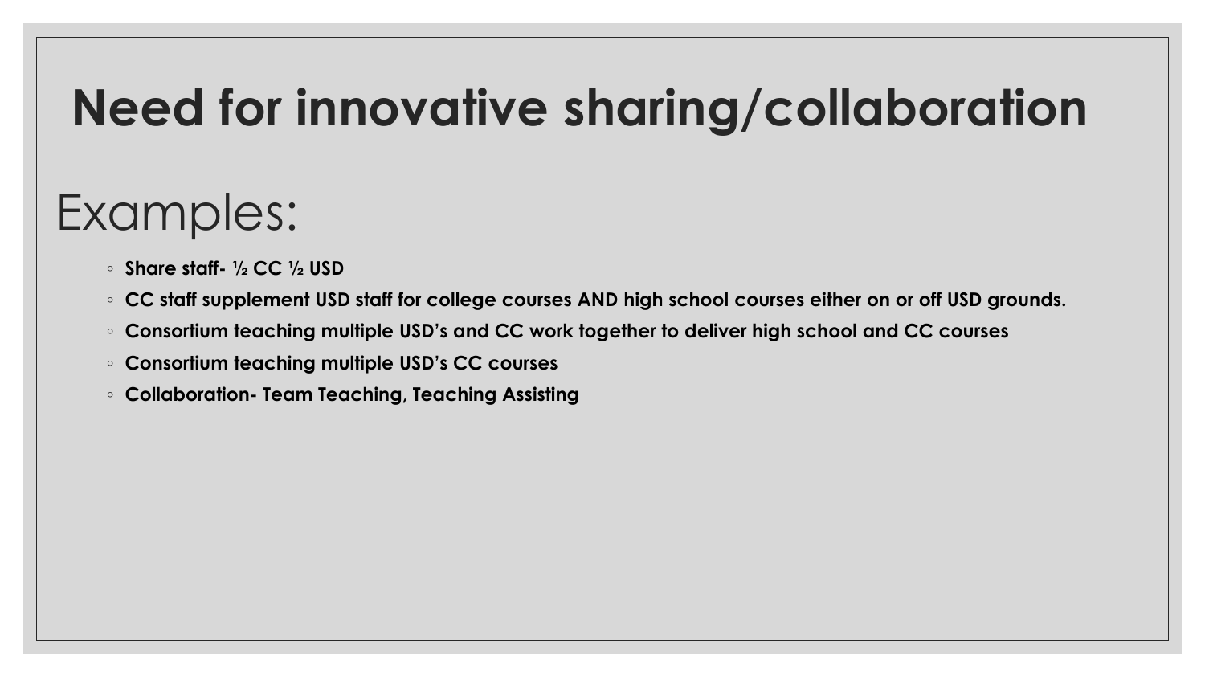# Need for innovative sharing/collaboration

## Examples:

- **Share staff- ½ CC ½ USD**
- **CC staff supplement USD staff for college courses AND high school courses either on or off USD grounds.**
- **Consortium teaching multiple USD's and CC work together to deliver high school and CC courses**
- **Consortium teaching multiple USD's CC courses**
- **Collaboration- Team Teaching, Teaching Assisting**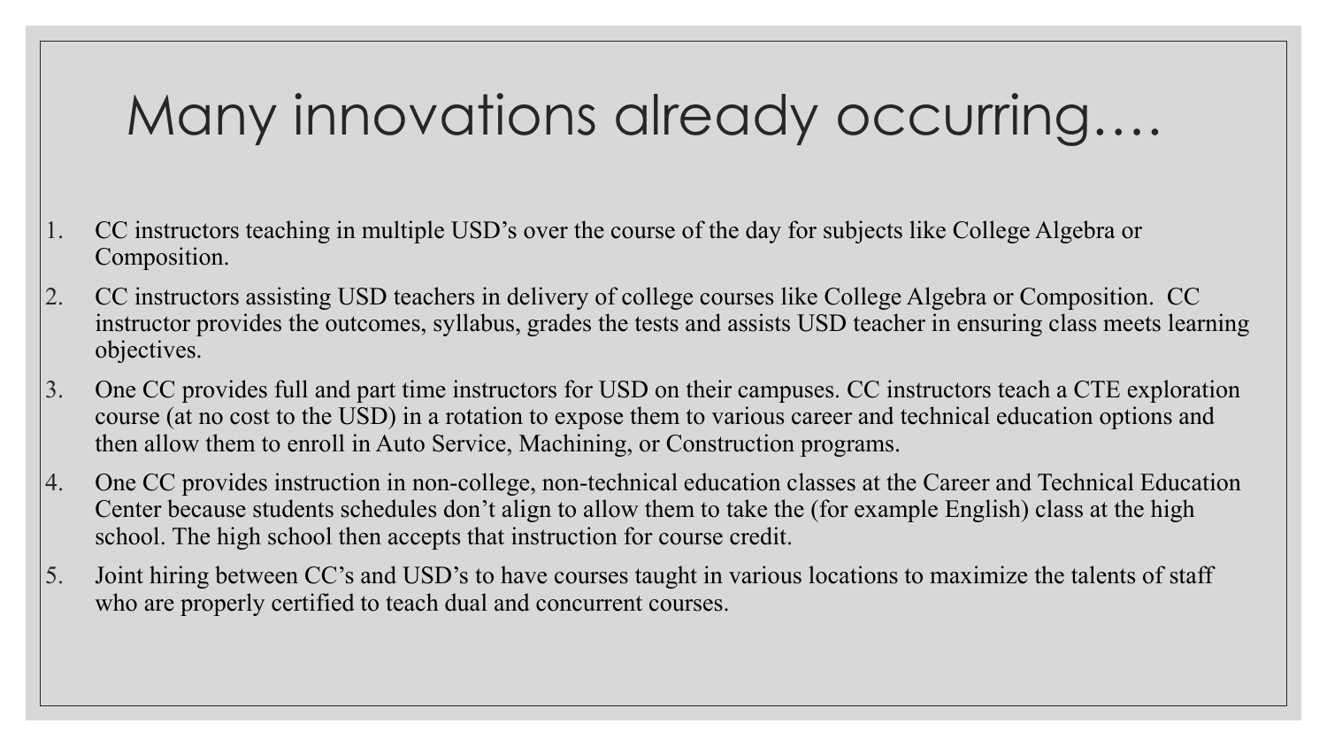# Many innovations already occurring….

1. CC instructors teaching in multiple USD's over the course of the day for subjects like College Algebra or Composition.
2. CC instructors assisting USD teachers in delivery of college courses like College Algebra or Composition. CC instructor provides the outcomes, syllabus, grades the tests and assists USD teacher in ensuring class meets learning objectives.
3. One CC provides full and part time instructors for USD on their campuses. CC instructors teach a CTE exploration course (at no cost to the USD) in a rotation to expose them to various career and technical education options and then allow them to enroll in Auto Service, Machining, or Construction programs.
4. One CC provides instruction in non-college, non-technical education classes at the Career and Technical Education Center because students schedules don't align to allow them to take the (for example English) class at the high school. The high school then accepts that instruction for course credit.
5. Joint hiring between CC's and USD's to have courses taught in various locations to maximize the talents of staff who are properly certified to teach dual and concurrent courses.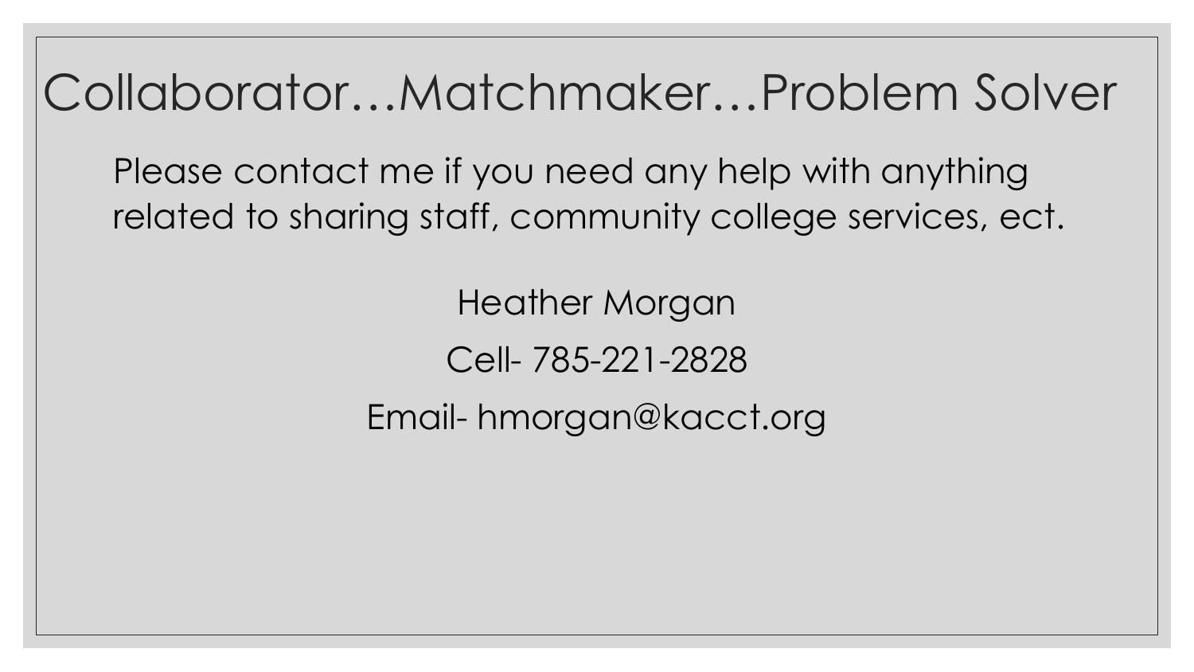# Collaborator…Matchmaker…Problem Solver

Please contact me if you need any help with anything related to sharing staff, community college services, ect.

Heather Morgan

Cell- 785-221-2828

Email- hmorgan@kacct.org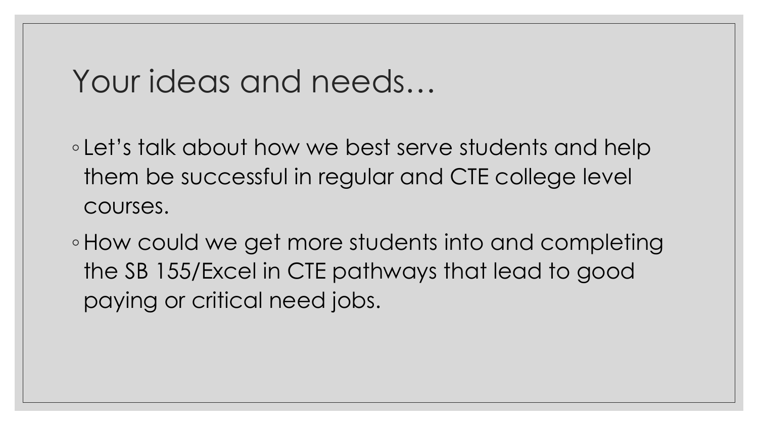# Your ideas and needs…

- Let’s talk about how we best serve students and help them be successful in regular and CTE college level courses.
- How could we get more students into and completing the SB 155/Excel in CTE pathways that lead to good paying or critical need jobs.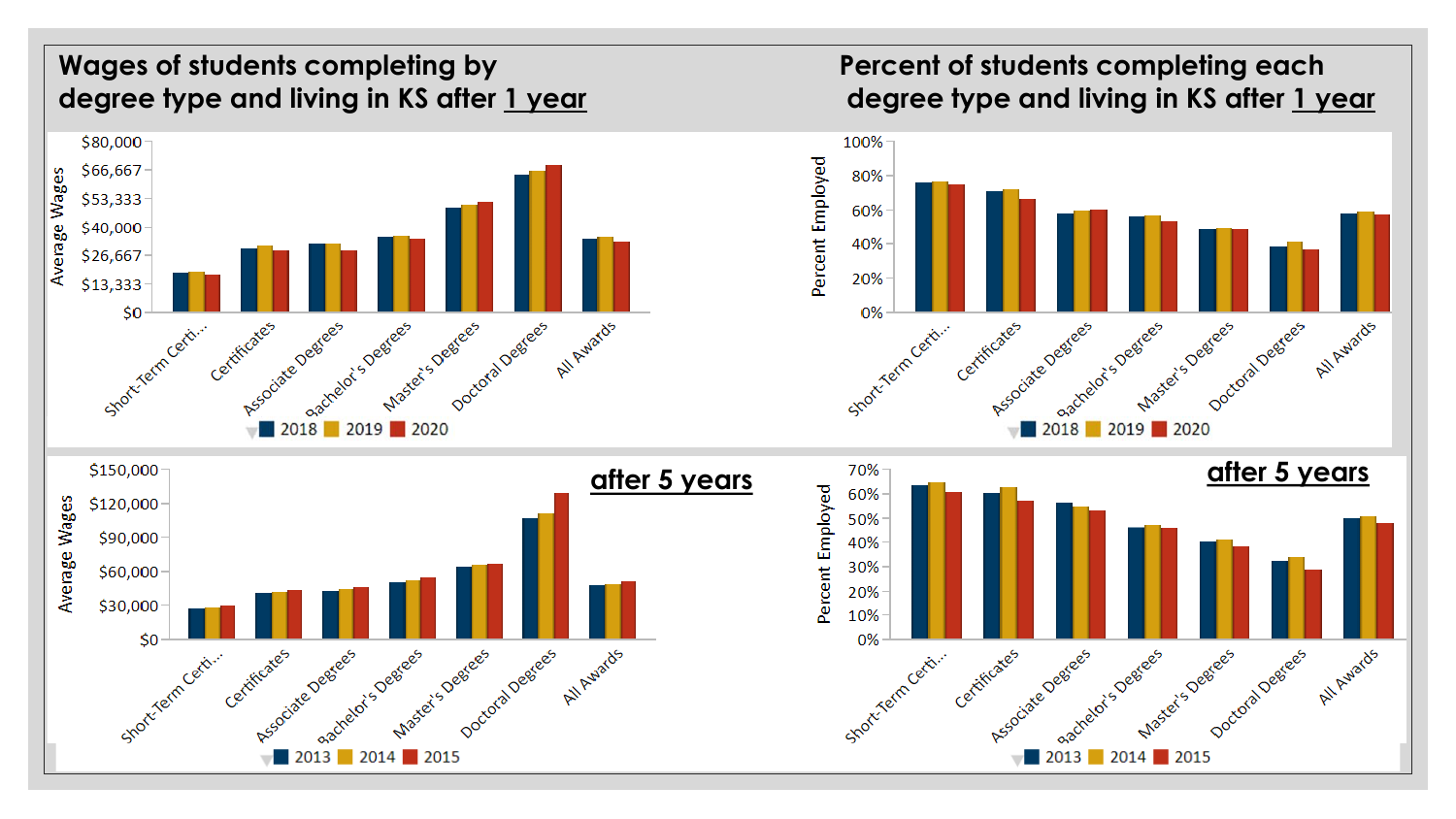## Wages of students completing by degree type and living in KS after 1 year

Average Wages: $0, $13,333, $26,667, $40,000, $53,333, $66,667, $80,000

Short-Term Certi... | Certificates | Associate Degrees | Bachelor's Degrees | Master's Degrees | Doctoral Degrees | All Awards

2018 | 2019 | 2020

## Percent of students completing each degree type and living in KS after 1 year

Percent Employed: 0%, 20%, 40%, 60%, 80%, 100%

Short-Term Certi... | Certificates | Associate Degrees | Bachelor's Degrees | Master's Degrees | Doctoral Degrees | All Awards

2018 | 2019 | 2020

## after 5 years

Average Wages: $0, $30,000, $60,000, $90,000, $120,000, $150,000

Short-Term Certi... | Certificates | Associate Degrees | Bachelor's Degrees | Master's Degrees | Doctoral Degrees | All Awards

2013 | 2014 | 2015

## after 5 years

Percent Employed: 0%, 10%, 20%, 30%, 40%, 50%, 60%, 70%

Short-Term Certi... | Certificates | Associate Degrees | Bachelor's Degrees | Master's Degrees | Doctoral Degrees | All Awards

2013 | 2014 | 2015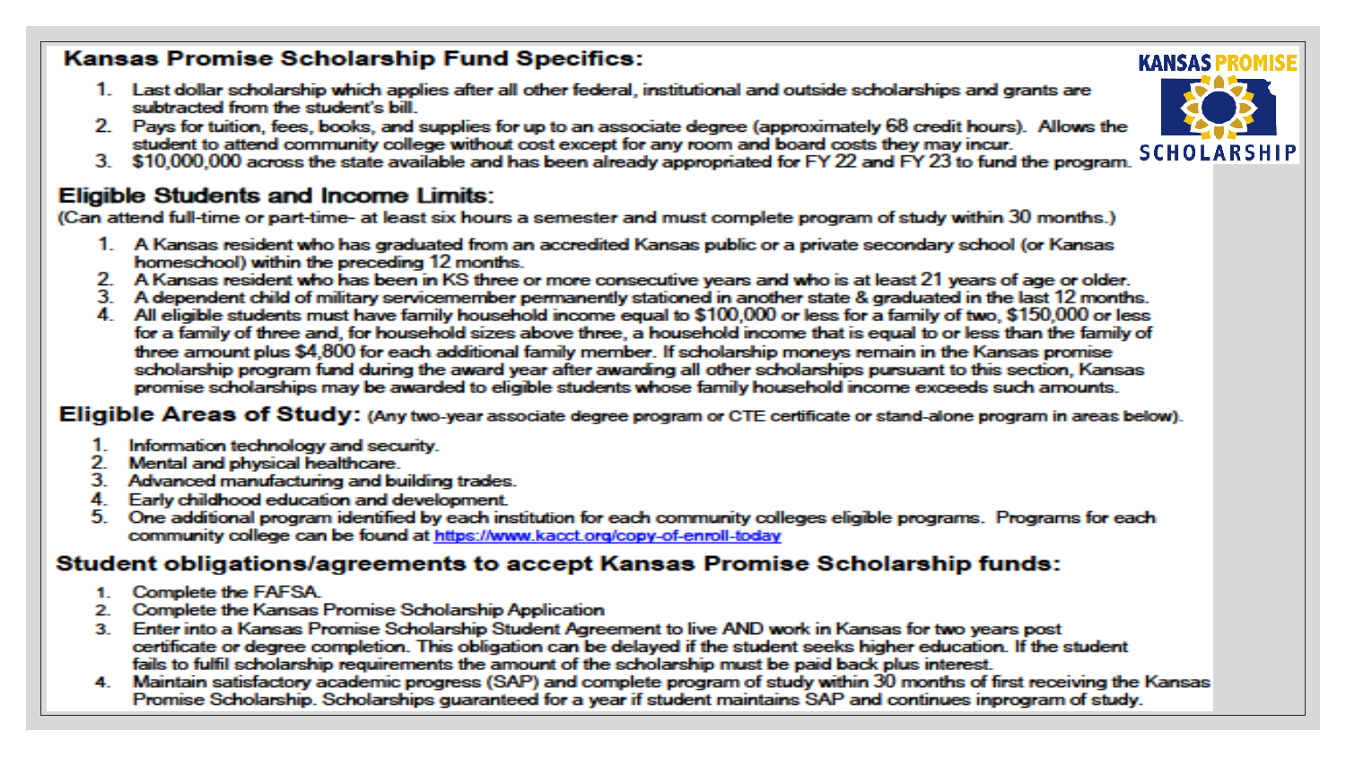KANSAS PROMISE SCHOLARSHIP

## Kansas Promise Scholarship Fund Specifics:

1. Last dollar scholarship which applies after all other federal, institutional and outside scholarships and grants are subtracted from the student's bill.
2. Pays for tuition, fees, books, and supplies for up to an associate degree (approximately 68 credit hours). Allows the student to attend community college without cost except for any room and board costs they may incur.
3. $10,000,000 across the state available and has been already appropriated for FY 22 and FY 23 to fund the program.

## Eligible Students and Income Limits:

(Can attend full-time or part-time- at least six hours a semester and must complete program of study within 30 months.)

1. A Kansas resident who has graduated from an accredited Kansas public or a private secondary school (or Kansas homeschool) within the preceding 12 months.
2. A Kansas resident who has been in KS three or more consecutive years and who is at least 21 years of age or older.
3. A dependent child of military servicemember permanently stationed in another state & graduated in the last 12 months.
4. All eligible students must have family household income equal to $100,000 or less for a family of two, $150,000 or less for a family of three and, for household sizes above three, a household income that is equal to or less than the family of three amount plus $4,800 for each additional family member. If scholarship moneys remain in the Kansas promise scholarship program fund during the award year after awarding all other scholarships pursuant to this section, Kansas promise scholarships may be awarded to eligible students whose family household income exceeds such amounts.

## Eligible Areas of Study: (Any two-year associate degree program or CTE certificate or stand-alone program in areas below).

1. Information technology and security.
2. Mental and physical healthcare.
3. Advanced manufacturing and building trades.
4. Early childhood education and development.
5. One additional program identified by each institution for each community colleges eligible programs. Programs for each community college can be found at https://www.kacct.org/copy-of-enroll-today

## Student obligations/agreements to accept Kansas Promise Scholarship funds:

1. Complete the FAFSA.
2. Complete the Kansas Promise Scholarship Application
3. Enter into a Kansas Promise Scholarship Student Agreement to live AND work in Kansas for two years post certificate or degree completion. This obligation can be delayed if the student seeks higher education. If the student fails to fulfil scholarship requirements the amount of the scholarship must be paid back plus interest.
4. Maintain satisfactory academic progress (SAP) and complete program of study within 30 months of first receiving the Kansas Promise Scholarship. Scholarships guaranteed for a year if student maintains SAP and continues inprogram of study.